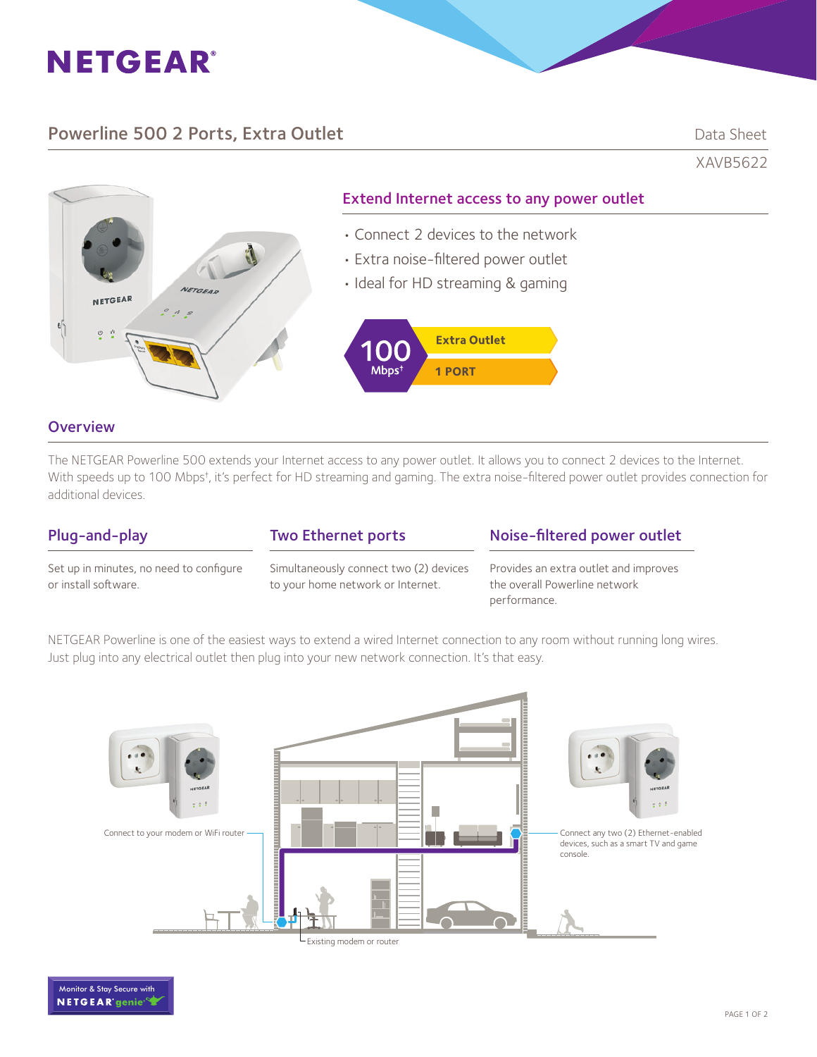NETGEAR®

# Powerline 500 2 Ports, Extra Outlet

Data Sheet

XAVB5622

## Extend Internet access to any power outlet

- Connect 2 devices to the network
- Extra noise-filtered power outlet
- Ideal for HD streaming & gaming

100 Mbps† | Extra Outlet | 1 PORT

## Overview

The NETGEAR Powerline 500 extends your Internet access to any power outlet. It allows you to connect 2 devices to the Internet. With speeds up to 100 Mbps†, it's perfect for HD streaming and gaming. The extra noise-filtered power outlet provides connection for additional devices.

### Plug-and-play

Set up in minutes, no need to configure or install software.

### Two Ethernet ports

Simultaneously connect two (2) devices to your home network or Internet.

### Noise-filtered power outlet

Provides an extra outlet and improves the overall Powerline network performance.

NETGEAR Powerline is one of the easiest ways to extend a wired Internet connection to any room without running long wires. Just plug into any electrical outlet then plug into your new network connection. It's that easy.

Connect to your modem or WiFi router

Connect any two (2) Ethernet-enabled devices, such as a smart TV and game console.

Existing modem or router

Monitor & Stay Secure with NETGEAR genie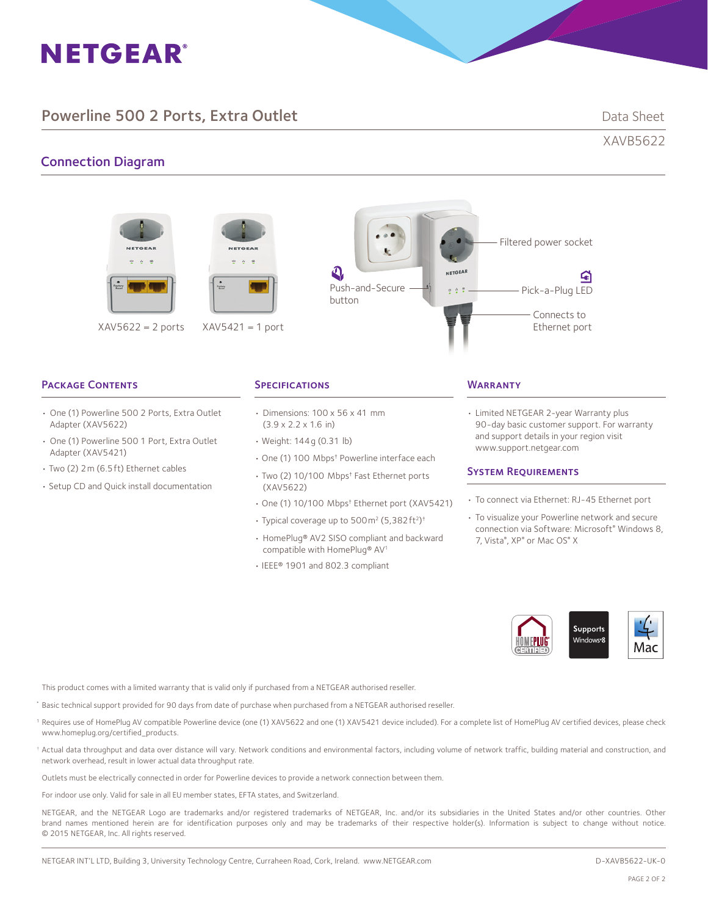# NETGEAR

## Powerline 500 2 Ports, Extra Outlet

Data Sheet

XAVB5622

## Connection Diagram

XAV5622 = 2 ports

XAV5421 = 1 port

Filtered power socket

Push-and-Secure button

Pick-a-Plug LED

Connects to Ethernet port

### Package Contents

- One (1) Powerline 500 2 Ports, Extra Outlet Adapter (XAV5622)
- One (1) Powerline 500 1 Port, Extra Outlet Adapter (XAV5421)
- Two (2) 2 m (6.5 ft) Ethernet cables
- Setup CD and Quick install documentation

### Specifications

- Dimensions: 100 x 56 x 41 mm (3.9 x 2.2 x 1.6 in)
- Weight: 144 g (0.31 lb)
- One (1) 100 Mbps† Powerline interface each
- Two (2) 10/100 Mbps† Fast Ethernet ports (XAV5622)
- One (1) 10/100 Mbps† Ethernet port (XAV5421)
- Typical coverage up to 500 m² (5,382 ft²)†
- HomePlug® AV2 SISO compliant and backward compatible with HomePlug® AV[1]
- IEEE® 1901 and 802.3 compliant

### Warranty

- Limited NETGEAR 2-year Warranty plus 90-day basic customer support. For warranty and support details in your region visit www.support.netgear.com

### System Requirements

- To connect via Ethernet: RJ-45 Ethernet port
- To visualize your Powerline network and secure connection via Software: Microsoft® Windows 8, 7, Vista®, XP® or Mac OS® X

HOMEPLUG CERTIFIED

Supports Windows 8

Mac

This product comes with a limited warranty that is valid only if purchased from a NETGEAR authorised reseller.

\* Basic technical support provided for 90 days from date of purchase when purchased from a NETGEAR authorised reseller.

[1] Requires use of HomePlug AV compatible Powerline device (one (1) XAV5622 and one (1) XAV5421 device included). For a complete list of HomePlug AV certified devices, please check www.homeplug.org/certified_products.

† Actual data throughput and data over distance will vary. Network conditions and environmental factors, including volume of network traffic, building material and construction, and network overhead, result in lower actual data throughput rate.

Outlets must be electrically connected in order for Powerline devices to provide a network connection between them.

For indoor use only. Valid for sale in all EU member states, EFTA states, and Switzerland.

NETGEAR, and the NETGEAR Logo are trademarks and/or registered trademarks of NETGEAR, Inc. and/or its subsidiaries in the United States and/or other countries. Other brand names mentioned herein are for identification purposes only and may be trademarks of their respective holder(s). Information is subject to change without notice. © 2015 NETGEAR, Inc. All rights reserved.

NETGEAR INT'L LTD, Building 3, University Technology Centre, Curraheen Road, Cork, Ireland. www.NETGEAR.com

D-XAVB5622-UK-0